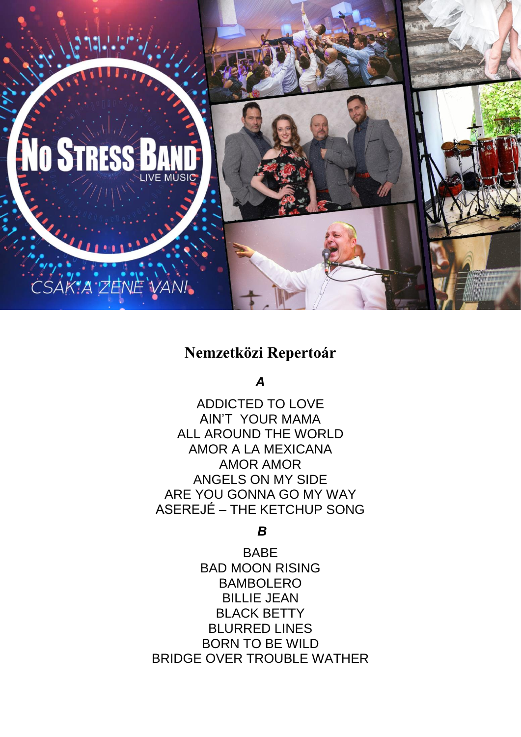# Nemzetközi Repertoár

### *A*

ADDICTED TO LOVE
AIN'T YOUR MAMA
ALL AROUND THE WORLD
AMOR A LA MEXICANA
AMOR AMOR
ANGELS ON MY SIDE
ARE YOU GONNA GO MY WAY
ASEREJÉ – THE KETCHUP SONG

### *B*

BABE
BAD MOON RISING
BAMBOLERO
BILLIE JEAN
BLACK BETTY
BLURRED LINES
BORN TO BE WILD
BRIDGE OVER TROUBLE WATHER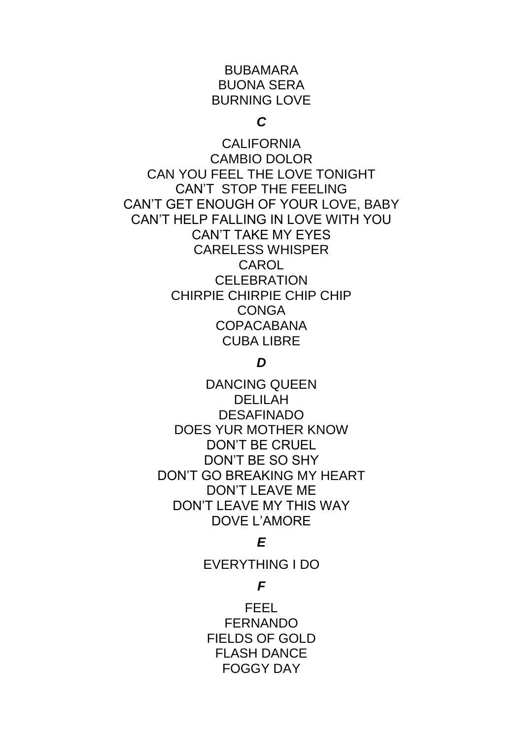BUBAMARA
BUONA SERA
BURNING LOVE

### *C*

CALIFORNIA
CAMBIO DOLOR
CAN YOU FEEL THE LOVE TONIGHT
CAN'T STOP THE FEELING
CAN'T GET ENOUGH OF YOUR LOVE, BABY
CAN'T HELP FALLING IN LOVE WITH YOU
CAN'T TAKE MY EYES
CARELESS WHISPER
CAROL
CELEBRATION
CHIRPIE CHIRPIE CHIP CHIP
CONGA
COPACABANA
CUBA LIBRE

### *D*

DANCING QUEEN
DELILAH
DESAFINADO
DOES YUR MOTHER KNOW
DON'T BE CRUEL
DON'T BE SO SHY
DON'T GO BREAKING MY HEART
DON'T LEAVE ME
DON'T LEAVE MY THIS WAY
DOVE L'AMORE

### *E*

EVERYTHING I DO

### *F*

FEEL
FERNANDO
FIELDS OF GOLD
FLASH DANCE
FOGGY DAY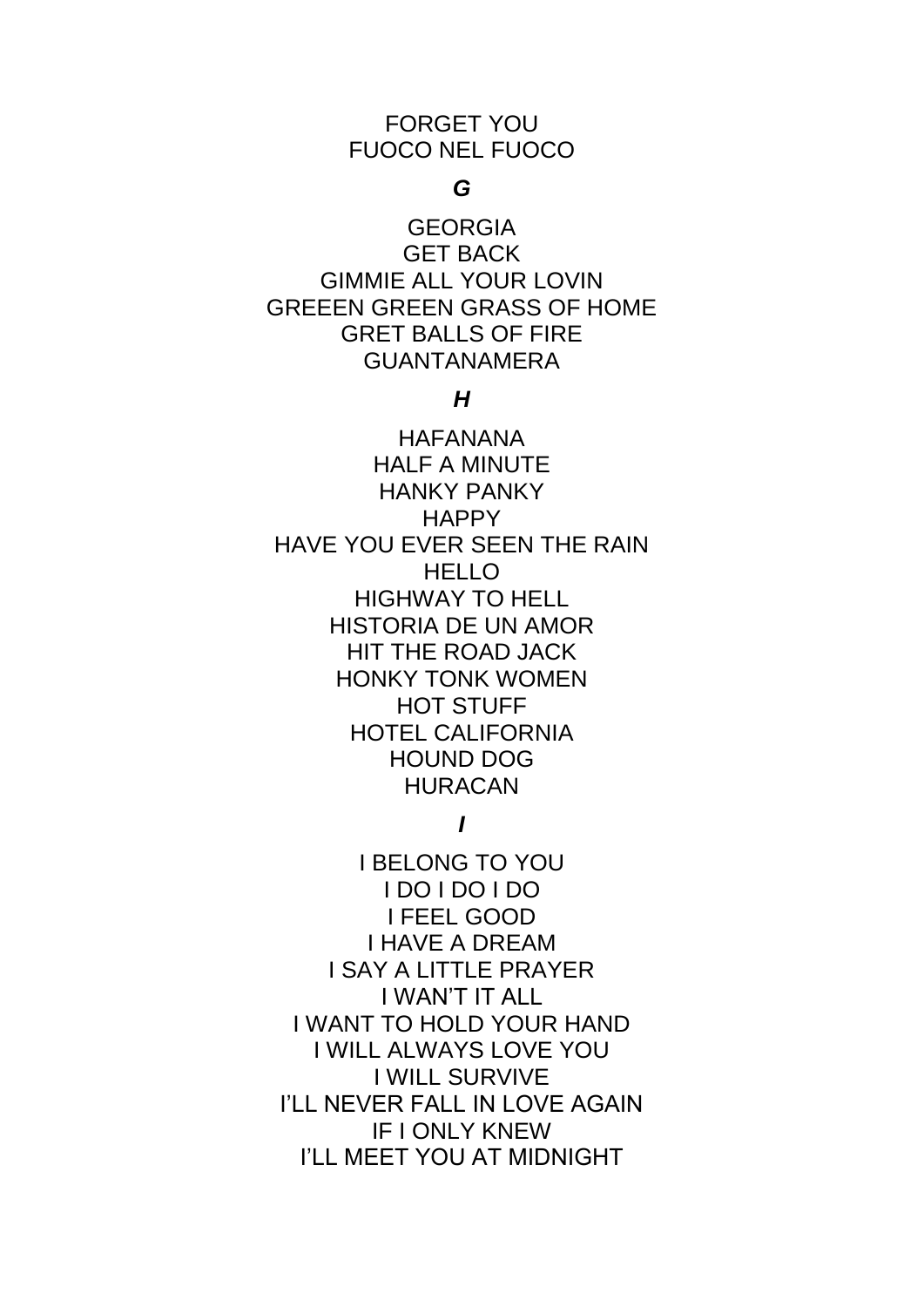FORGET YOU
FUOCO NEL FUOCO

***G***

GEORGIA
GET BACK
GIMMIE ALL YOUR LOVIN
GREEEN GREEN GRASS OF HOME
GRET BALLS OF FIRE
GUANTANAMERA

***H***

HAFANANA
HALF A MINUTE
HANKY PANKY
HAPPY
HAVE YOU EVER SEEN THE RAIN
HELLO
HIGHWAY TO HELL
HISTORIA DE UN AMOR
HIT THE ROAD JACK
HONKY TONK WOMEN
HOT STUFF
HOTEL CALIFORNIA
HOUND DOG
HURACAN

***I***

I BELONG TO YOU
I DO I DO I DO
I FEEL GOOD
I HAVE A DREAM
I SAY A LITTLE PRAYER
I WAN'T IT ALL
I WANT TO HOLD YOUR HAND
I WILL ALWAYS LOVE YOU
I WILL SURVIVE
I'LL NEVER FALL IN LOVE AGAIN
IF I ONLY KNEW
I'LL MEET YOU AT MIDNIGHT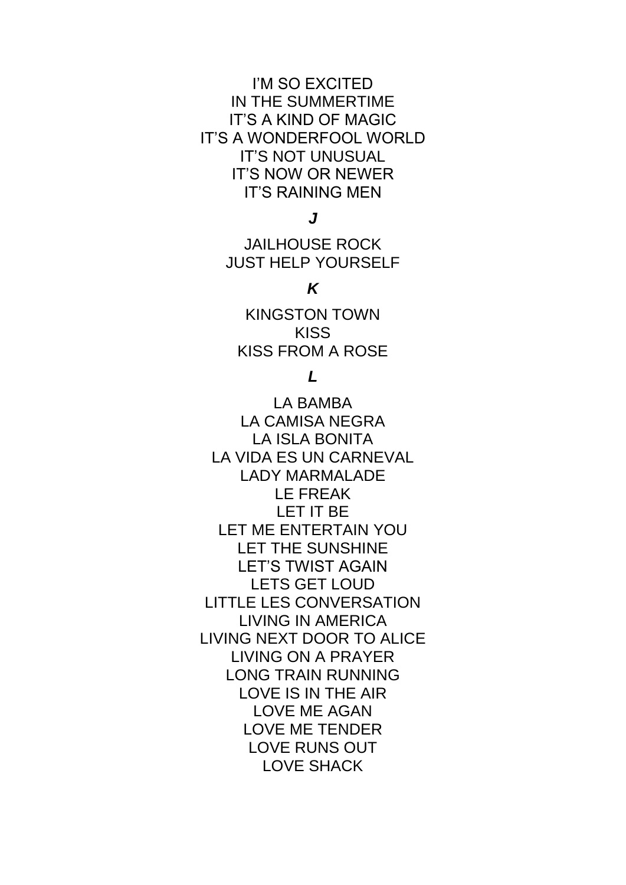I'M SO EXCITED
IN THE SUMMERTIME
IT'S A KIND OF MAGIC
IT'S A WONDERFOOL WORLD
IT'S NOT UNUSUAL
IT'S NOW OR NEWER
IT'S RAINING MEN

***J***

JAILHOUSE ROCK
JUST HELP YOURSELF

***K***

KINGSTON TOWN
KISS
KISS FROM A ROSE

***L***

LA BAMBA
LA CAMISA NEGRA
LA ISLA BONITA
LA VIDA ES UN CARNEVAL
LADY MARMALADE
LE FREAK
LET IT BE
LET ME ENTERTAIN YOU
LET THE SUNSHINE
LET'S TWIST AGAIN
LETS GET LOUD
LITTLE LES CONVERSATION
LIVING IN AMERICA
LIVING NEXT DOOR TO ALICE
LIVING ON A PRAYER
LONG TRAIN RUNNING
LOVE IS IN THE AIR
LOVE ME AGAN
LOVE ME TENDER
LOVE RUNS OUT
LOVE SHACK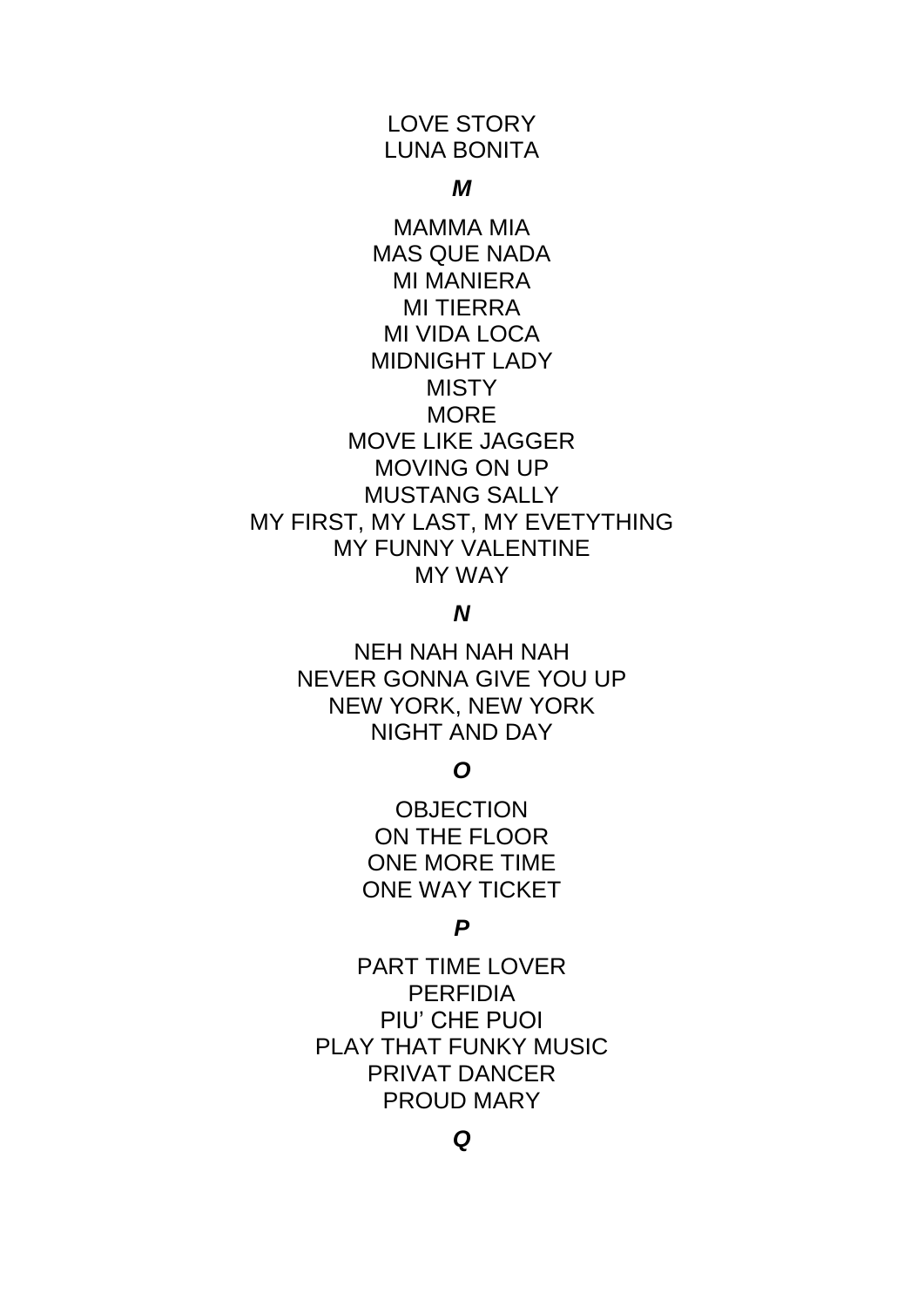LOVE STORY
LUNA BONITA

***M***

MAMMA MIA
MAS QUE NADA
MI MANIERA
MI TIERRA
MI VIDA LOCA
MIDNIGHT LADY
MISTY
MORE
MOVE LIKE JAGGER
MOVING ON UP
MUSTANG SALLY
MY FIRST, MY LAST, MY EVETYTHING
MY FUNNY VALENTINE
MY WAY

***N***

NEH NAH NAH NAH
NEVER GONNA GIVE YOU UP
NEW YORK, NEW YORK
NIGHT AND DAY

***O***

OBJECTION
ON THE FLOOR
ONE MORE TIME
ONE WAY TICKET

***P***

PART TIME LOVER
PERFIDIA
PIU' CHE PUOI
PLAY THAT FUNKY MUSIC
PRIVAT DANCER
PROUD MARY

***Q***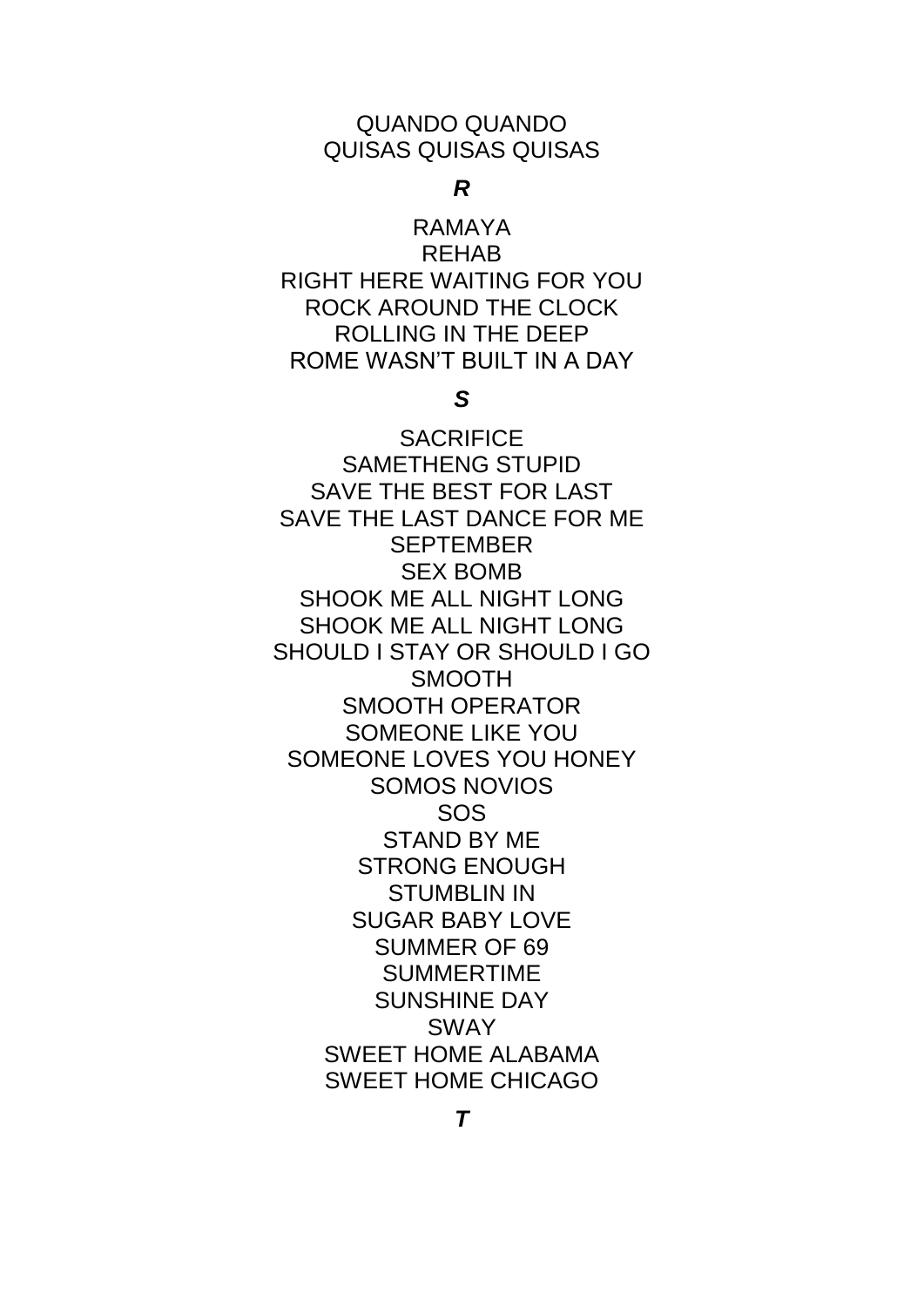QUANDO QUANDO
QUISAS QUISAS QUISAS

***R***

RAMAYA
REHAB
RIGHT HERE WAITING FOR YOU
ROCK AROUND THE CLOCK
ROLLING IN THE DEEP
ROME WASN'T BUILT IN A DAY

***S***

SACRIFICE
SAMETHENG STUPID
SAVE THE BEST FOR LAST
SAVE THE LAST DANCE FOR ME
SEPTEMBER
SEX BOMB
SHOOK ME ALL NIGHT LONG
SHOOK ME ALL NIGHT LONG
SHOULD I STAY OR SHOULD I GO
SMOOTH
SMOOTH OPERATOR
SOMEONE LIKE YOU
SOMEONE LOVES YOU HONEY
SOMOS NOVIOS
SOS
STAND BY ME
STRONG ENOUGH
STUMBLIN IN
SUGAR BABY LOVE
SUMMER OF 69
SUMMERTIME
SUNSHINE DAY
SWAY
SWEET HOME ALABAMA
SWEET HOME CHICAGO

***T***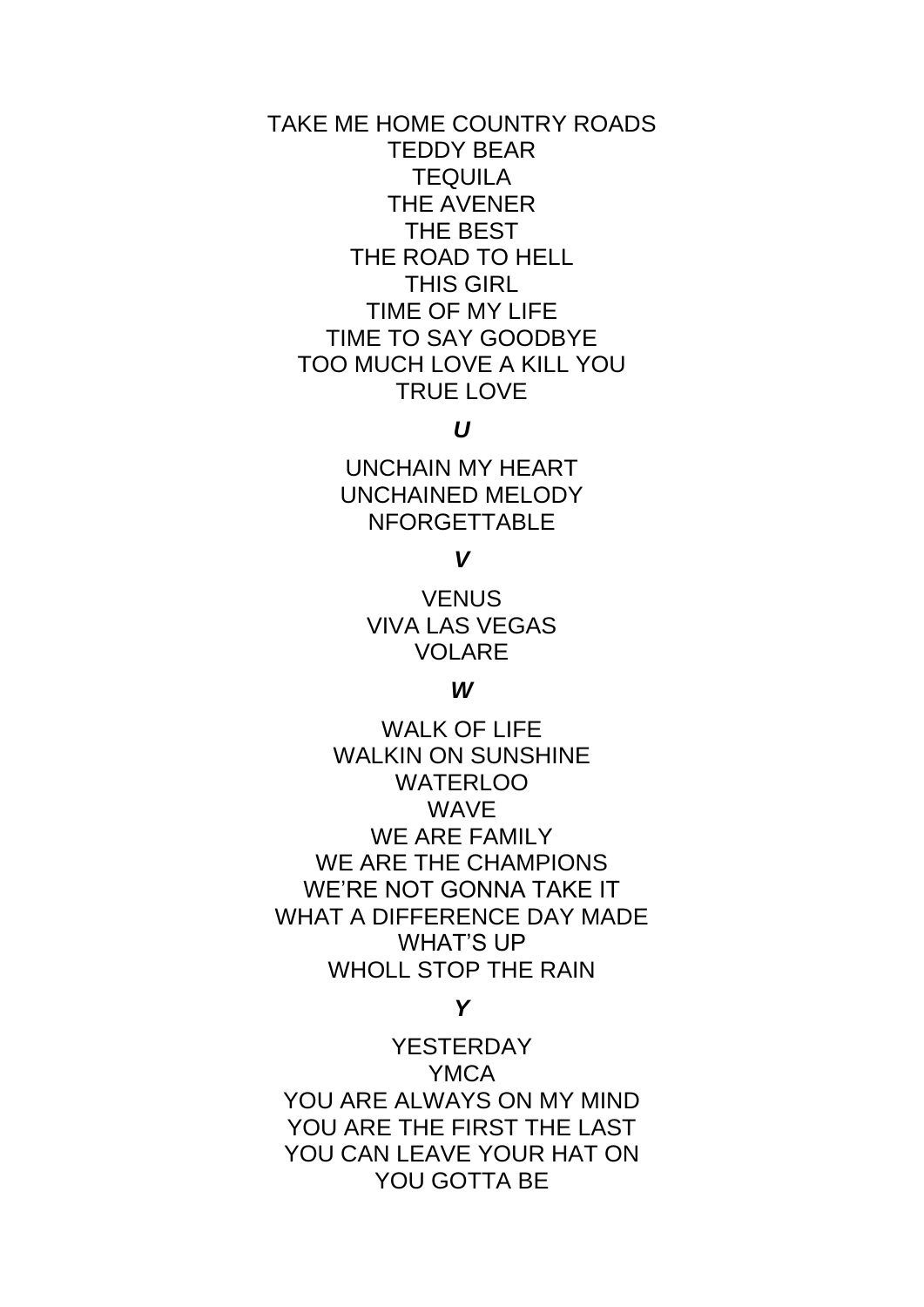TAKE ME HOME COUNTRY ROADS
TEDDY BEAR
TEQUILA
THE AVENER
THE BEST
THE ROAD TO HELL
THIS GIRL
TIME OF MY LIFE
TIME TO SAY GOODBYE
TOO MUCH LOVE A KILL YOU
TRUE LOVE

***U***

UNCHAIN MY HEART
UNCHAINED MELODY
NFORGETTABLE

***V***

VENUS
VIVA LAS VEGAS
VOLARE

***W***

WALK OF LIFE
WALKIN ON SUNSHINE
WATERLOO
WAVE
WE ARE FAMILY
WE ARE THE CHAMPIONS
WE’RE NOT GONNA TAKE IT
WHAT A DIFFERENCE DAY MADE
WHAT’S UP
WHOLL STOP THE RAIN

***Y***

YESTERDAY
YMCA
YOU ARE ALWAYS ON MY MIND
YOU ARE THE FIRST THE LAST
YOU CAN LEAVE YOUR HAT ON
YOU GOTTA BE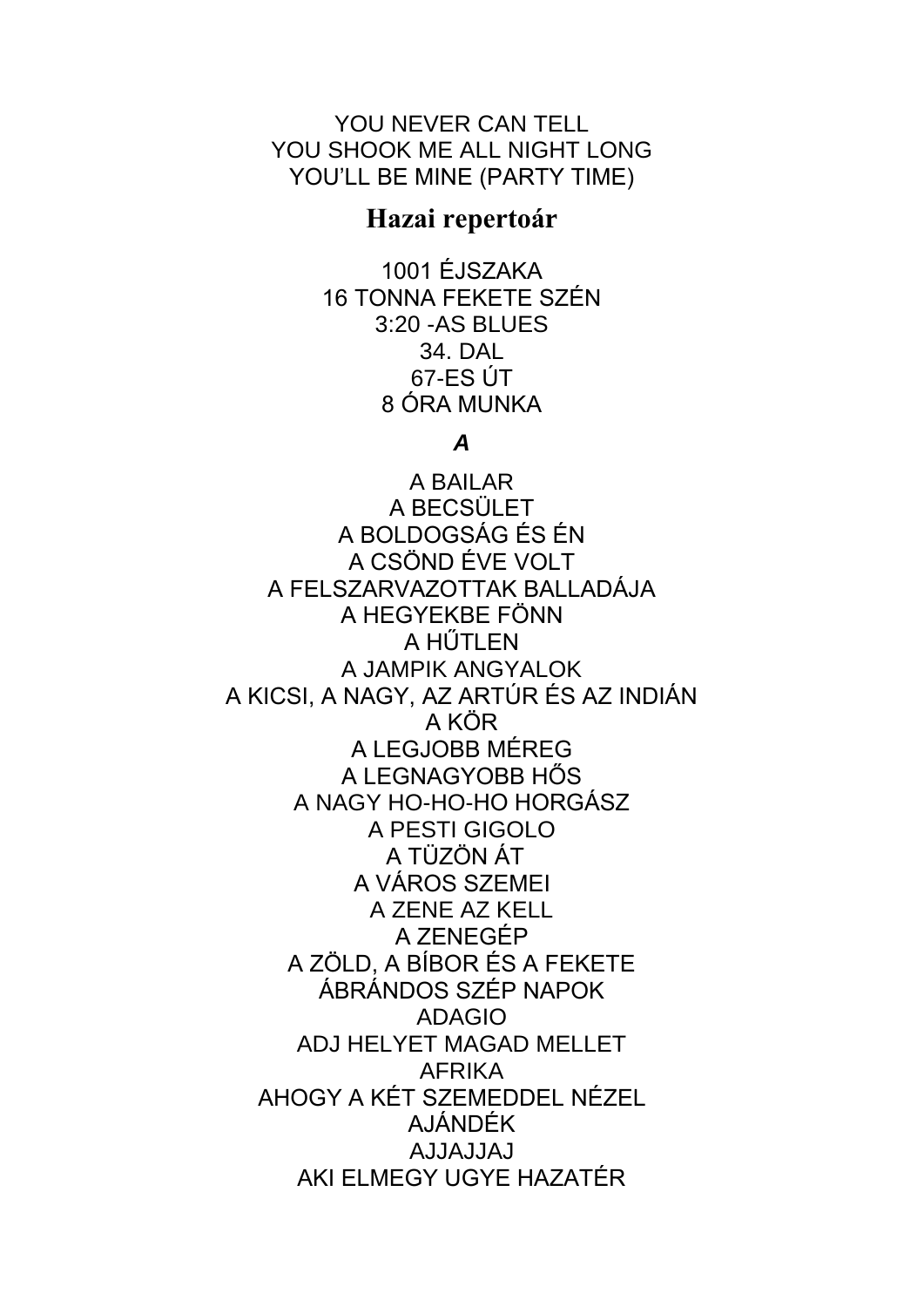YOU NEVER CAN TELL
YOU SHOOK ME ALL NIGHT LONG
YOU'LL BE MINE (PARTY TIME)

## Hazai repertoár

1001 ÉJSZAKA
16 TONNA FEKETE SZÉN
3:20 -AS BLUES
34. DAL
67-ES ÚT
8 ÓRA MUNKA

***A***

A BAILAR
A BECSÜLET
A BOLDOGSÁG ÉS ÉN
A CSÖND ÉVE VOLT
A FELSZARVAZOTTAK BALLADÁJA
A HEGYEKBE FÖNN
A HŰTLEN
A JAMPIK ANGYALOK
A KICSI, A NAGY, AZ ARTÚR ÉS AZ INDIÁN
A KÖR
A LEGJOBB MÉREG
A LEGNAGYOBB HŐS
A NAGY HO-HO-HO HORGÁSZ
A PESTI GIGOLO
A TÜZÖN ÁT
A VÁROS SZEMEI
A ZENE AZ KELL
A ZENEGÉP
A ZÖLD, A BÍBOR ÉS A FEKETE
ÁBRÁNDOS SZÉP NAPOK
ADAGIO
ADJ HELYET MAGAD MELLET
AFRIKA
AHOGY A KÉT SZEMEDDEL NÉZEL
AJÁNDÉK
AJJAJJAJ
AKI ELMEGY UGYE HAZATÉR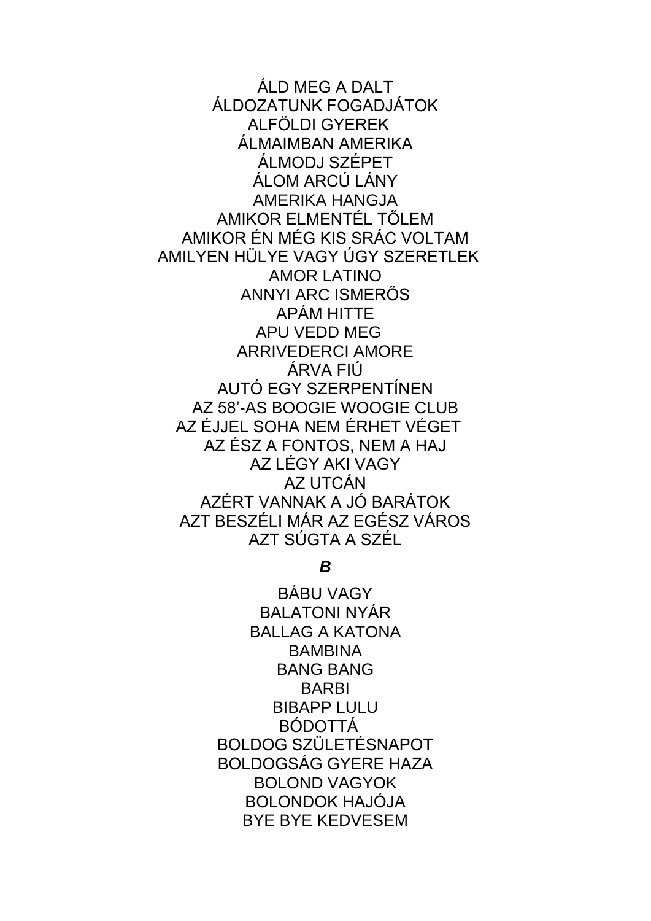ÁLD MEG A DALT
ÁLDOZATUNK FOGADJÁTOK
ALFÖLDI GYEREK
ÁLMAIMBAN AMERIKA
ÁLMODJ SZÉPET
ÁLOM ARCÚ LÁNY
AMERIKA HANGJA
AMIKOR ELMENTÉL TŐLEM
AMIKOR ÉN MÉG KIS SRÁC VOLTAM
AMILYEN HÜLYE VAGY ÚGY SZERETLEK
AMOR LATINO
ANNYI ARC ISMERŐS
APÁM HITTE
APU VEDD MEG
ARRIVEDERCI AMORE
ÁRVA FIÚ
AUTÓ EGY SZERPENTÍNEN
AZ 58'-AS BOOGIE WOOGIE CLUB
AZ ÉJJEL SOHA NEM ÉRHET VÉGET
AZ ÉSZ A FONTOS, NEM A HAJ
AZ LÉGY AKI VAGY
AZ UTCÁN
AZÉRT VANNAK A JÓ BARÁTOK
AZT BESZÉLI MÁR AZ EGÉSZ VÁROS
AZT SÚGTA A SZÉL

***B***

BÁBU VAGY
BALATONI NYÁR
BALLAG A KATONA
BAMBINA
BANG BANG
BARBI
BIBAPP LULU
BÓDOTTÁ
BOLDOG SZÜLETÉSNAPOT
BOLDOGSÁG GYERE HAZA
BOLOND VAGYOK
BOLONDOK HAJÓJA
BYE BYE KEDVESEM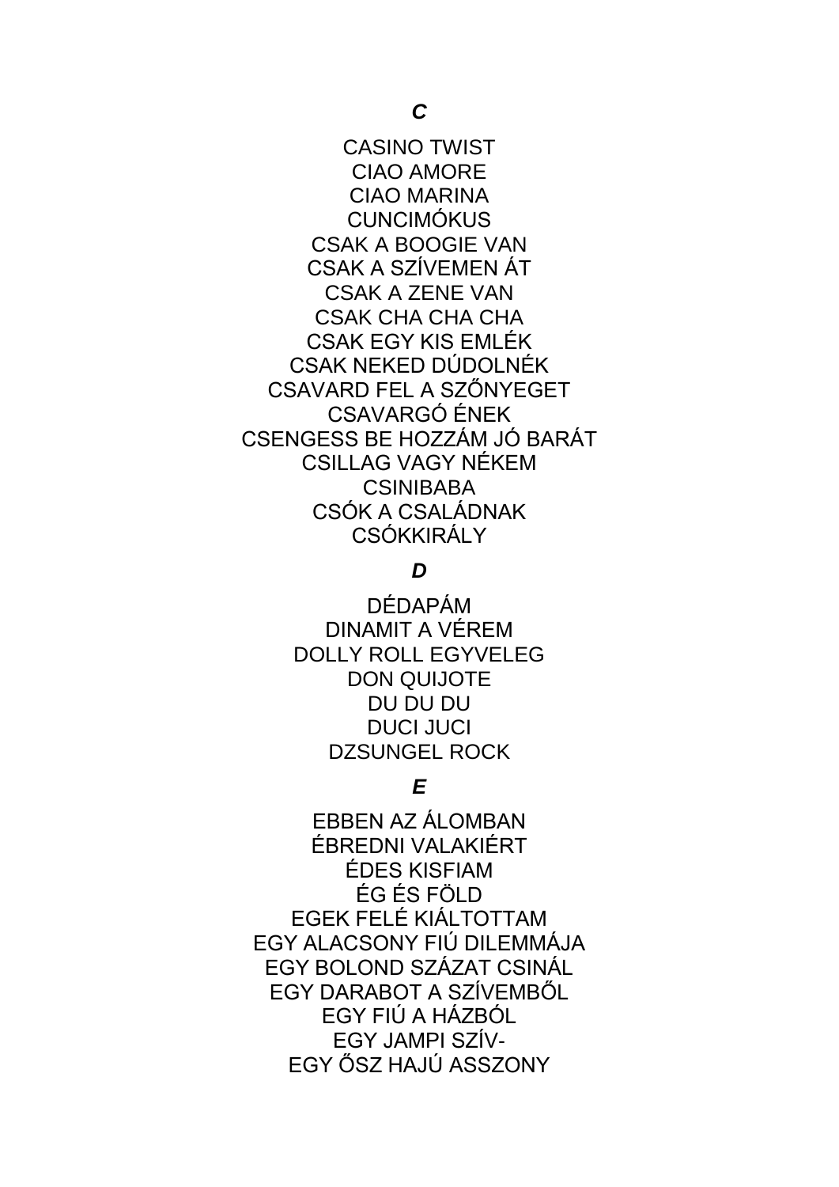***C***

CASINO TWIST
CIAO AMORE
CIAO MARINA
CUNCIMÓKUS
CSAK A BOOGIE VAN
CSAK A SZÍVEMEN ÁT
CSAK A ZENE VAN
CSAK CHA CHA CHA
CSAK EGY KIS EMLÉK
CSAK NEKED DÚDOLNÉK
CSAVARD FEL A SZŐNYEGET
CSAVARGÓ ÉNEK
CSENGESS BE HOZZÁM JÓ BARÁT
CSILLAG VAGY NÉKEM
CSINIBABA
CSÓK A CSALÁDNAK
CSÓKKIRÁLY

***D***

DÉDAPÁM
DINAMIT A VÉREM
DOLLY ROLL EGYVELEG
DON QUIJOTE
DU DU DU
DUCI JUCI
DZSUNGEL ROCK

***E***

EBBEN AZ ÁLOMBAN
ÉBREDNI VALAKIÉRT
ÉDES KISFIAM
ÉG ÉS FÖLD
EGEK FELÉ KIÁLTOTTAM
EGY ALACSONY FIÚ DILEMMÁJA
EGY BOLOND SZÁZAT CSINÁL
EGY DARABOT A SZÍVEMBŐL
EGY FIÚ A HÁZBÓL
EGY JAMPI SZÍV-
EGY ŐSZ HAJÚ ASSZONY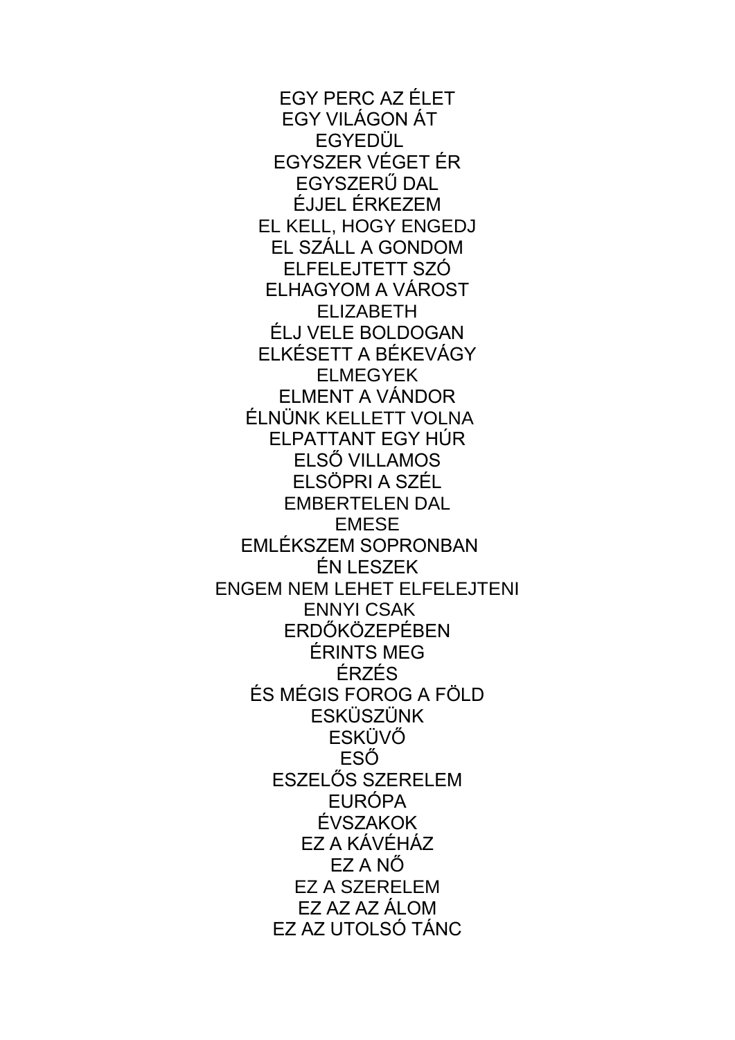EGY PERC AZ ÉLET
EGY VILÁGON ÁT
EGYEDÜL
EGYSZER VÉGET ÉR
EGYSZERŰ DAL
ÉJJEL ÉRKEZEM
EL KELL, HOGY ENGEDJ
EL SZÁLL A GONDOM
ELFELEJTETT SZÓ
ELHAGYOM A VÁROST
ELIZABETH
ÉLJ VELE BOLDOGAN
ELKÉSETT A BÉKEVÁGY
ELMEGYEK
ELMENT A VÁNDOR
ÉLNÜNK KELLETT VOLNA
ELPATTANT EGY HÚR
ELSŐ VILLAMOS
ELSÖPRI A SZÉL
EMBERTELEN DAL
EMESE
EMLÉKSZEM SOPRONBAN
ÉN LESZEK
ENGEM NEM LEHET ELFELEJTENI
ENNYI CSAK
ERDŐKÖZEPÉBEN
ÉRINTS MEG
ÉRZÉS
ÉS MÉGIS FOROG A FÖLD
ESKÜSZÜNK
ESKÜVŐ
ESŐ
ESZELŐS SZERELEM
EURÓPA
ÉVSZAKOK
EZ A KÁVÉHÁZ
EZ A NŐ
EZ A SZERELEM
EZ AZ AZ ÁLOM
EZ AZ UTOLSÓ TÁNC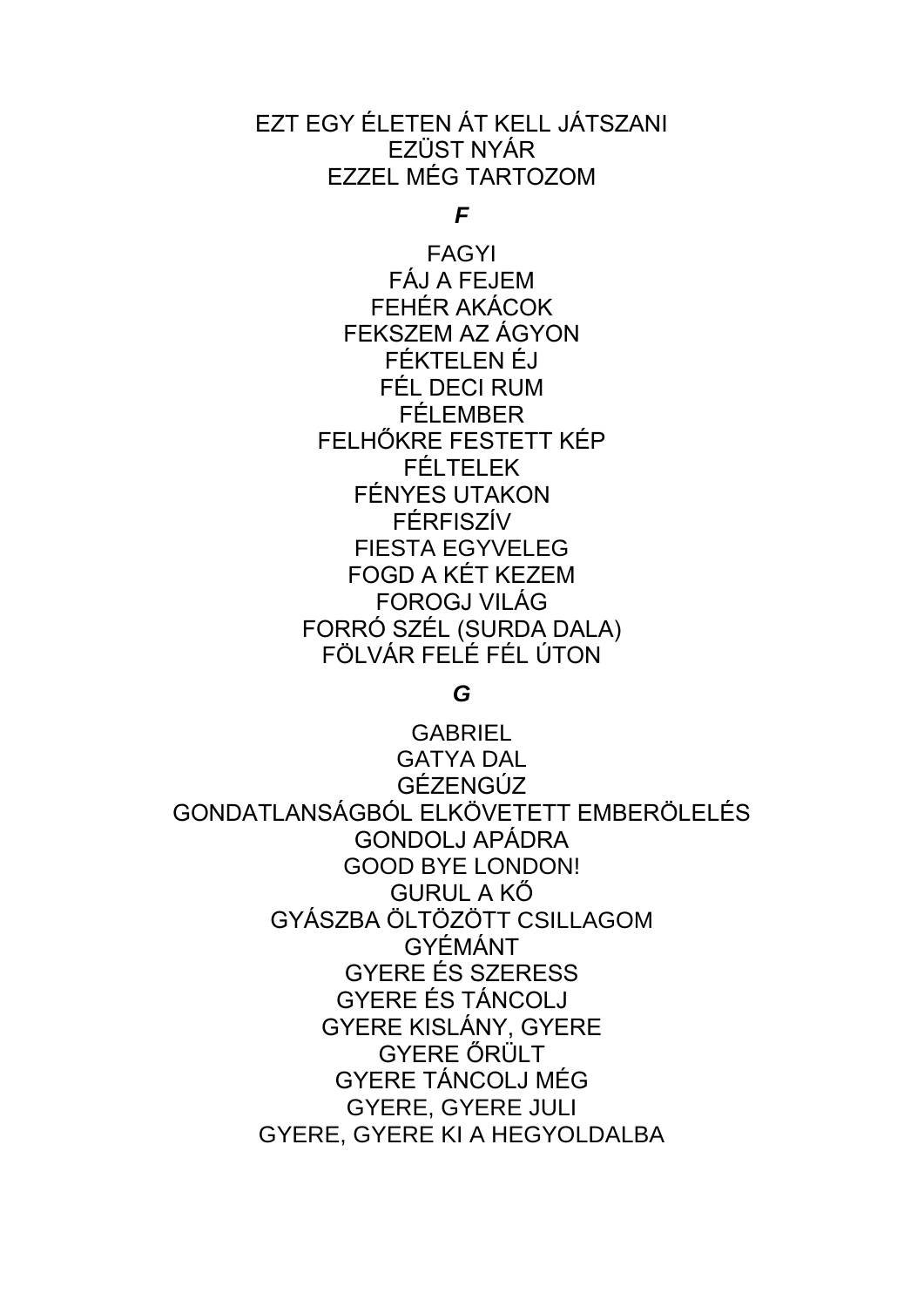EZT EGY ÉLETEN ÁT KELL JÁTSZANI
EZÜST NYÁR
EZZEL MÉG TARTOZOM

***F***

FAGYI
FÁJ A FEJEM
FEHÉR AKÁCOK
FEKSZEM AZ ÁGYON
FÉKTELEN ÉJ
FÉL DECI RUM
FÉLEMBER
FELHŐKRE FESTETT KÉP
FÉLTELEK
FÉNYES UTAKON
FÉRFISZÍV
FIESTA EGYVELEG
FOGD A KÉT KEZEM
FOROGJ VILÁG
FORRÓ SZÉL (SURDA DALA)
FÖLVÁR FELÉ FÉL ÚTON

***G***

GABRIEL
GATYA DAL
GÉZENGÚZ
GONDATLANSÁGBÓL ELKÖVETETT EMBERÖLELÉS
GONDOLJ APÁDRA
GOOD BYE LONDON!
GURUL A KŐ
GYÁSZBA ÖLTÖZÖTT CSILLAGOM
GYÉMÁNT
GYERE ÉS SZERESS
GYERE ÉS TÁNCOLJ
GYERE KISLÁNY, GYERE
GYERE ŐRÜLT
GYERE TÁNCOLJ MÉG
GYERE, GYERE JULI
GYERE, GYERE KI A HEGYOLDALBA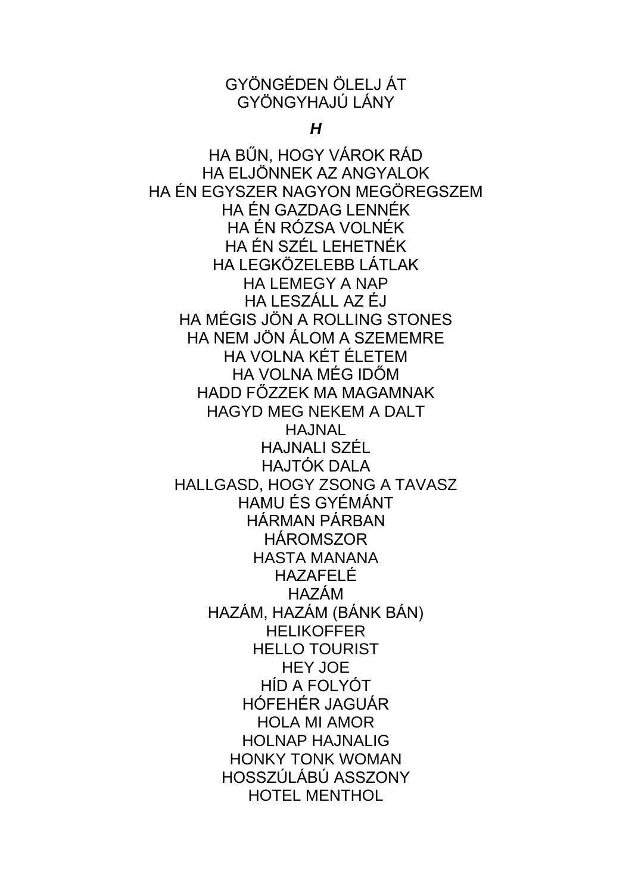GYÖNGÉDEN ÖLELJ ÁT
GYÖNGYHAJÚ LÁNY

***H***

HA BŰN, HOGY VÁROK RÁD
HA ELJÖNNEK AZ ANGYALOK
HA ÉN EGYSZER NAGYON MEGÖREGSZEM
HA ÉN GAZDAG LENNÉK
HA ÉN RÓZSA VOLNÉK
HA ÉN SZÉL LEHETNÉK
HA LEGKÖZELEBB LÁTLAK
HA LEMEGY A NAP
HA LESZÁLL AZ ÉJ
HA MÉGIS JÖN A ROLLING STONES
HA NEM JÖN ÁLOM A SZEMEMRE
HA VOLNA KÉT ÉLETEM
HA VOLNA MÉG IDŐM
HADD FŐZZEK MA MAGAMNAK
HAGYD MEG NEKEM A DALT
HAJNAL
HAJNALI SZÉL
HAJTÓK DALA
HALLGASD, HOGY ZSONG A TAVASZ
HAMU ÉS GYÉMÁNT
HÁRMAN PÁRBAN
HÁROMSZOR
HASTA MANANA
HAZAFELÉ
HAZÁM
HAZÁM, HAZÁM (BÁNK BÁN)
HELIKOFFER
HELLO TOURIST
HEY JOE
HÍD A FOLYÓT
HÓFEHÉR JAGUÁR
HOLA MI AMOR
HOLNAP HAJNALIG
HONKY TONK WOMAN
HOSSZÚLÁBÚ ASSZONY
HOTEL MENTHOL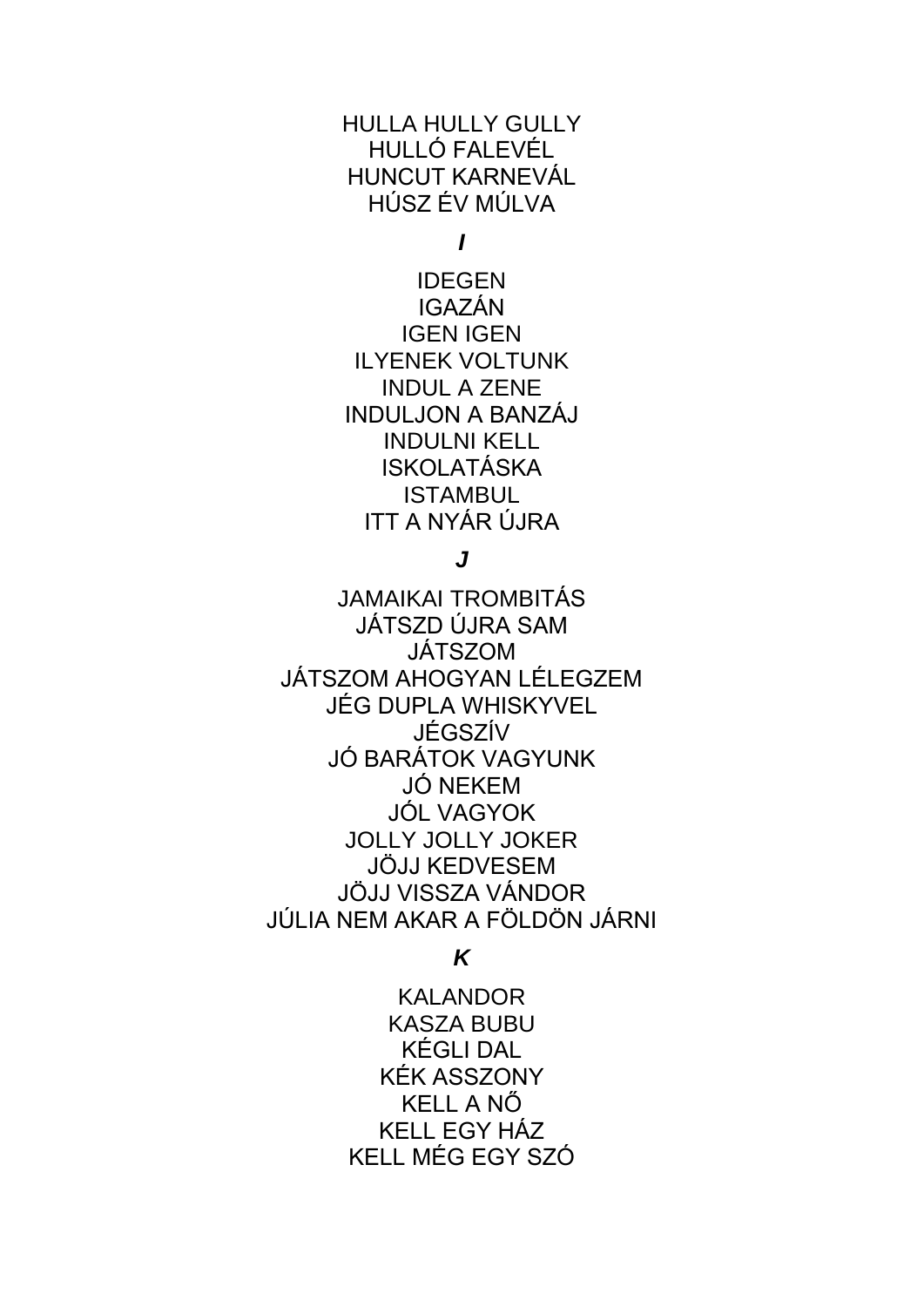HULLA HULLY GULLY
HULLÓ FALEVÉL
HUNCUT KARNEVÁL
HÚSZ ÉV MÚLVA

### *I*

IDEGEN
IGAZÁN
IGEN IGEN
ILYENEK VOLTUNK
INDUL A ZENE
INDULJON A BANZÁJ
INDULNI KELL
ISKOLATÁSKA
ISTAMBUL
ITT A NYÁR ÚJRA

### *J*

JAMAIKAI TROMBITÁS
JÁTSZD ÚJRA SAM
JÁTSZOM
JÁTSZOM AHOGYAN LÉLEGZEM
JÉG DUPLA WHISKYVEL
JÉGSZÍV
JÓ BARÁTOK VAGYUNK
JÓ NEKEM
JÓL VAGYOK
JOLLY JOLLY JOKER
JÖJJ KEDVESEM
JÖJJ VISSZA VÁNDOR
JÚLIA NEM AKAR A FÖLDÖN JÁRNI

### *K*

KALANDOR
KASZA BUBU
KÉGLI DAL
KÉK ASSZONY
KELL A NŐ
KELL EGY HÁZ
KELL MÉG EGY SZÓ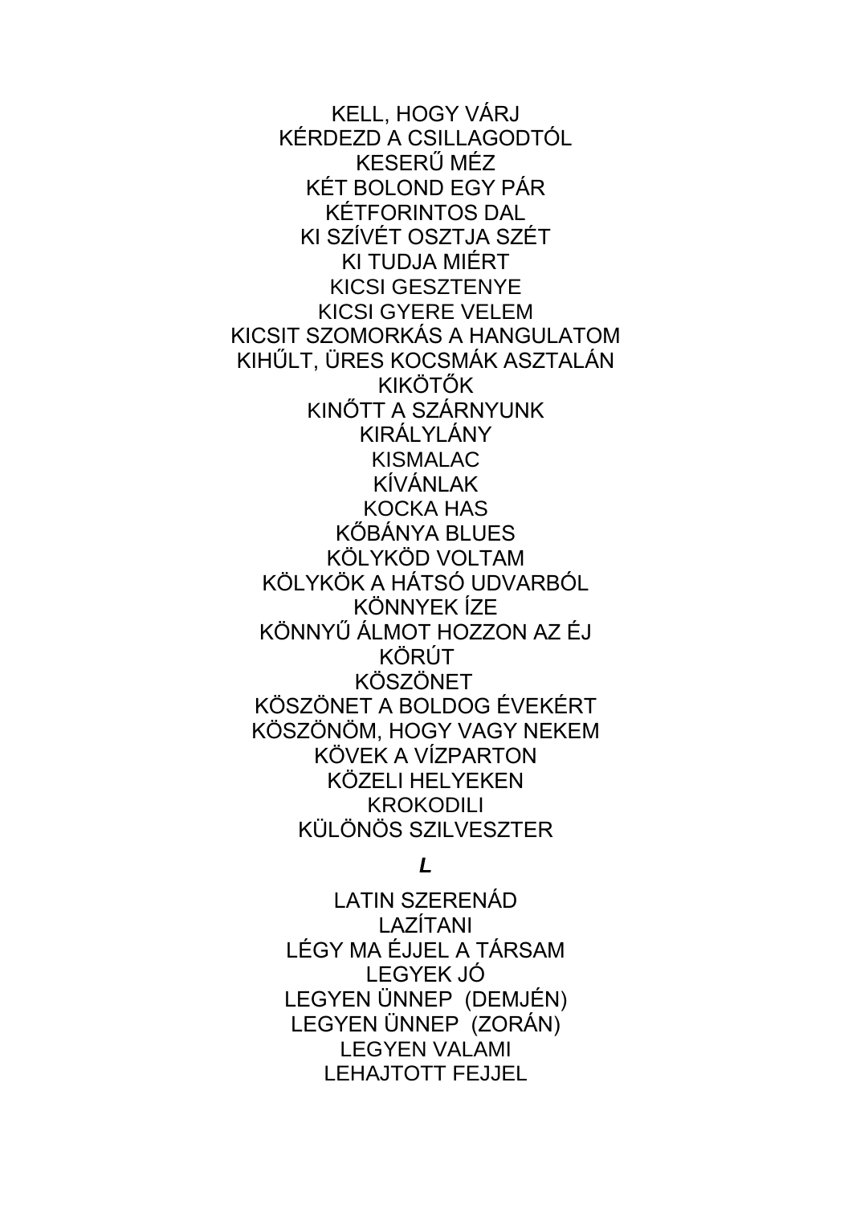KELL, HOGY VÁRJ
KÉRDEZD A CSILLAGODTÓL
KESERŰ MÉZ
KÉT BOLOND EGY PÁR
KÉTFORINTOS DAL
KI SZÍVÉT OSZTJA SZÉT
KI TUDJA MIÉRT
KICSI GESZTENYE
KICSI GYERE VELEM
KICSIT SZOMORKÁS A HANGULATOM
KIHŰLT, ÜRES KOCSMÁK ASZTALÁN
KIKÖTŐK
KINŐTT A SZÁRNYUNK
KIRÁLYLÁNY
KISMALAC
KÍVÁNLAK
KOCKA HAS
KŐBÁNYA BLUES
KÖLYKÖD VOLTAM
KÖLYKÖK A HÁTSÓ UDVARBÓL
KÖNNYEK ÍZE
KÖNNYŰ ÁLMOT HOZZON AZ ÉJ
KÖRÚT
KÖSZÖNET
KÖSZÖNET A BOLDOG ÉVEKÉRT
KÖSZÖNÖM, HOGY VAGY NEKEM
KÖVEK A VÍZPARTON
KÖZELI HELYEKEN
KROKODILI
KÜLÖNÖS SZILVESZTER

***L***

LATIN SZERENÁD
LAZÍTANI
LÉGY MA ÉJJEL A TÁRSAM
LEGYEK JÓ
LEGYEN ÜNNEP (DEMJÉN)
LEGYEN ÜNNEP (ZORÁN)
LEGYEN VALAMI
LEHAJTOTT FEJJEL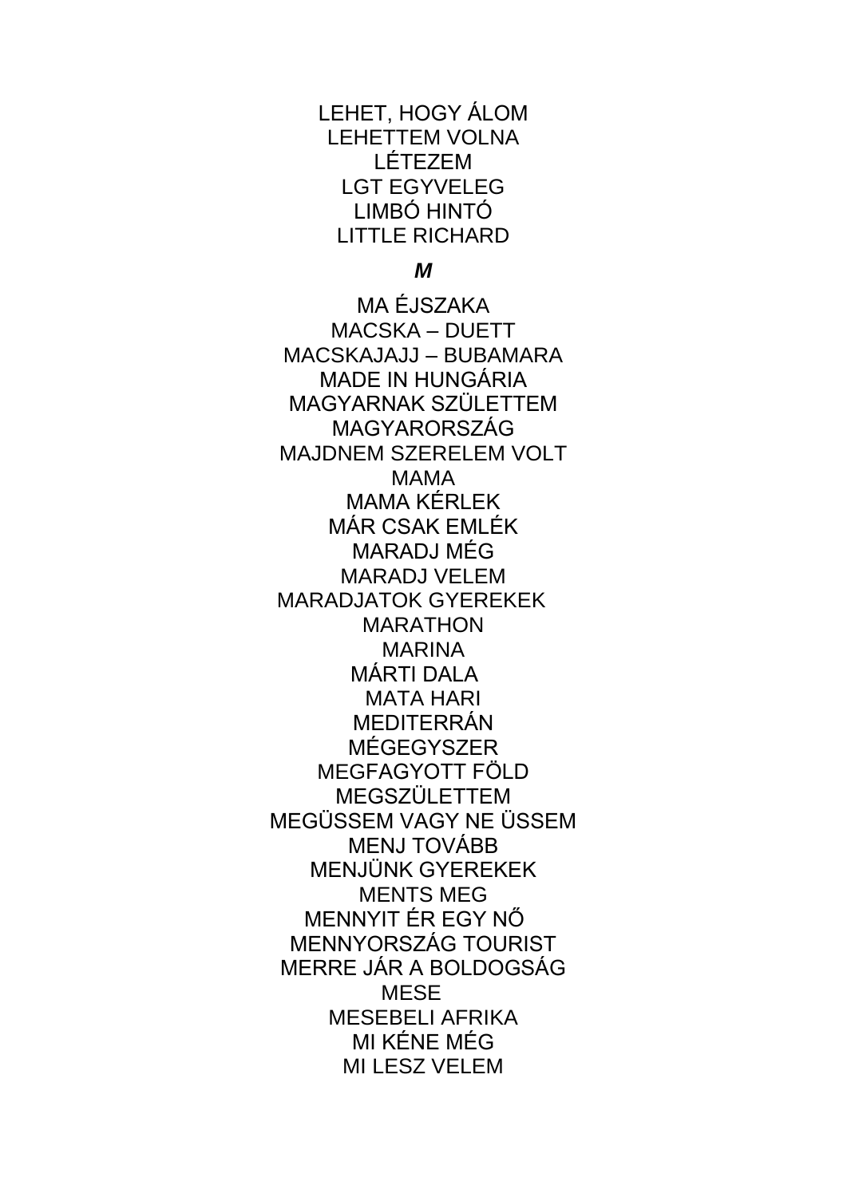LEHET, HOGY ÁLOM
LEHETTEM VOLNA
LÉTEZEM
LGT EGYVELEG
LIMBÓ HINTÓ
LITTLE RICHARD

***M***

MA ÉJSZAKA
MACSKA – DUETT
MACSKAJAJJ – BUBAMARA
MADE IN HUNGÁRIA
MAGYARNAK SZÜLETTEM
MAGYARORSZÁG
MAJDNEM SZERELEM VOLT
MAMA
MAMA KÉRLEK
MÁR CSAK EMLÉK
MARADJ MÉG
MARADJ VELEM
MARADJATOK GYEREKEK
MARATHON
MARINA
MÁRTI DALA
MATA HARI
MEDITERRÁN
MÉGEGYSZER
MEGFAGYOTT FÖLD
MEGSZÜLETTEM
MEGÜSSEM VAGY NE ÜSSEM
MENJ TOVÁBB
MENJÜNK GYEREKEK
MENTS MEG
MENNYIT ÉR EGY NŐ
MENNYORSZÁG TOURIST
MERRE JÁR A BOLDOGSÁG
MESE
MESEBELI AFRIKA
MI KÉNE MÉG
MI LESZ VELEM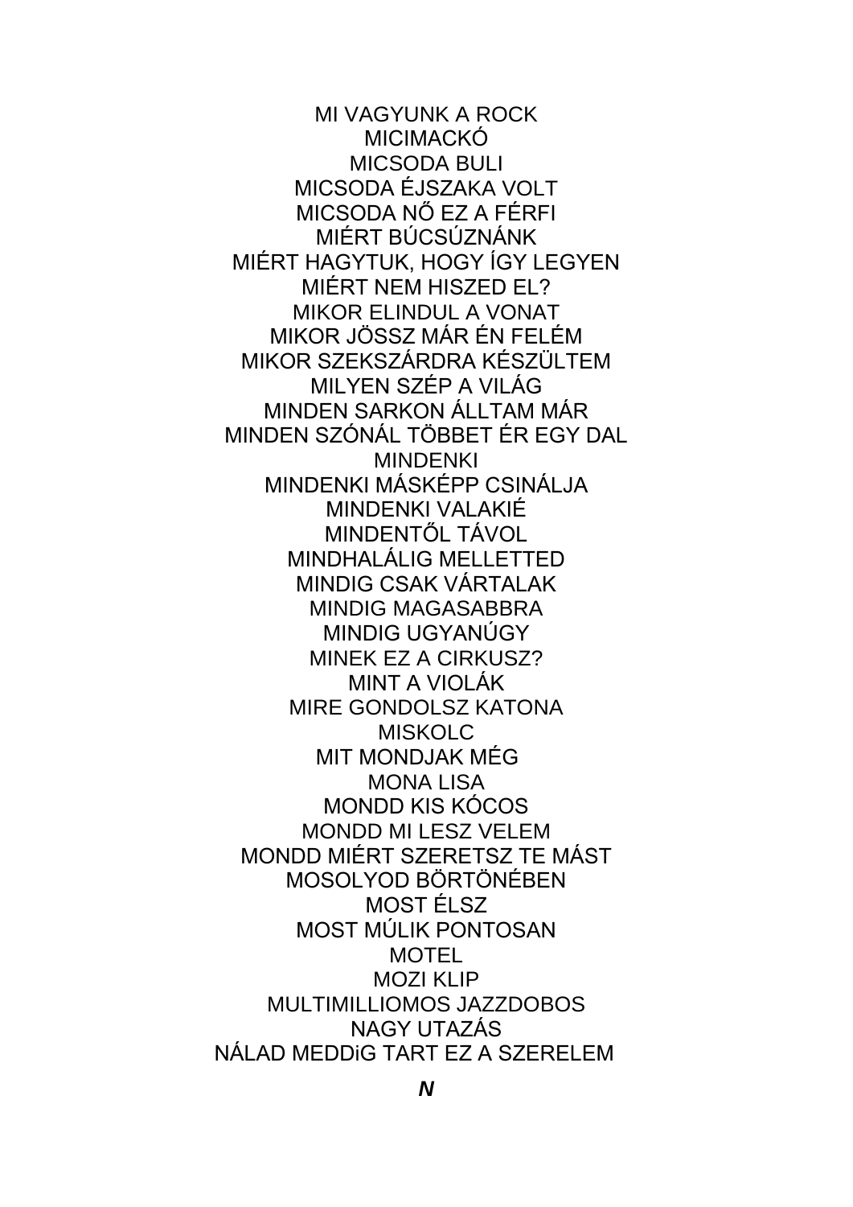MI VAGYUNK A ROCK
MICIMACKÓ
MICSODA BULI
MICSODA ÉJSZAKA VOLT
MICSODA NŐ EZ A FÉRFI
MIÉRT BÚCSÚZNÁNK
MIÉRT HAGYTUK, HOGY ÍGY LEGYEN
MIÉRT NEM HISZED EL?
MIKOR ELINDUL A VONAT
MIKOR JÖSSZ MÁR ÉN FELÉM
MIKOR SZEKSZÁRDRA KÉSZÜLTEM
MILYEN SZÉP A VILÁG
MINDEN SARKON ÁLLTAM MÁR
MINDEN SZÓNÁL TÖBBET ÉR EGY DAL
MINDENKI
MINDENKI MÁSKÉPP CSINÁLJA
MINDENKI VALAKIÉ
MINDENTŐL TÁVOL
MINDHALÁLIG MELLETTED
MINDIG CSAK VÁRTALAK
MINDIG MAGASABBRA
MINDIG UGYANÚGY
MINEK EZ A CIRKUSZ?
MINT A VIOLÁK
MIRE GONDOLSZ KATONA
MISKOLC
MIT MONDJAK MÉG
MONA LISA
MONDD KIS KÓCOS
MONDD MI LESZ VELEM
MONDD MIÉRT SZERETSZ TE MÁST
MOSOLYOD BÖRTÖNÉBEN
MOST ÉLSZ
MOST MÚLIK PONTOSAN
MOTEL
MOZI KLIP
MULTIMILLIOMOS JAZZDOBOS
NAGY UTAZÁS
NÁLAD MEDDiG TART EZ A SZERELEM

***N***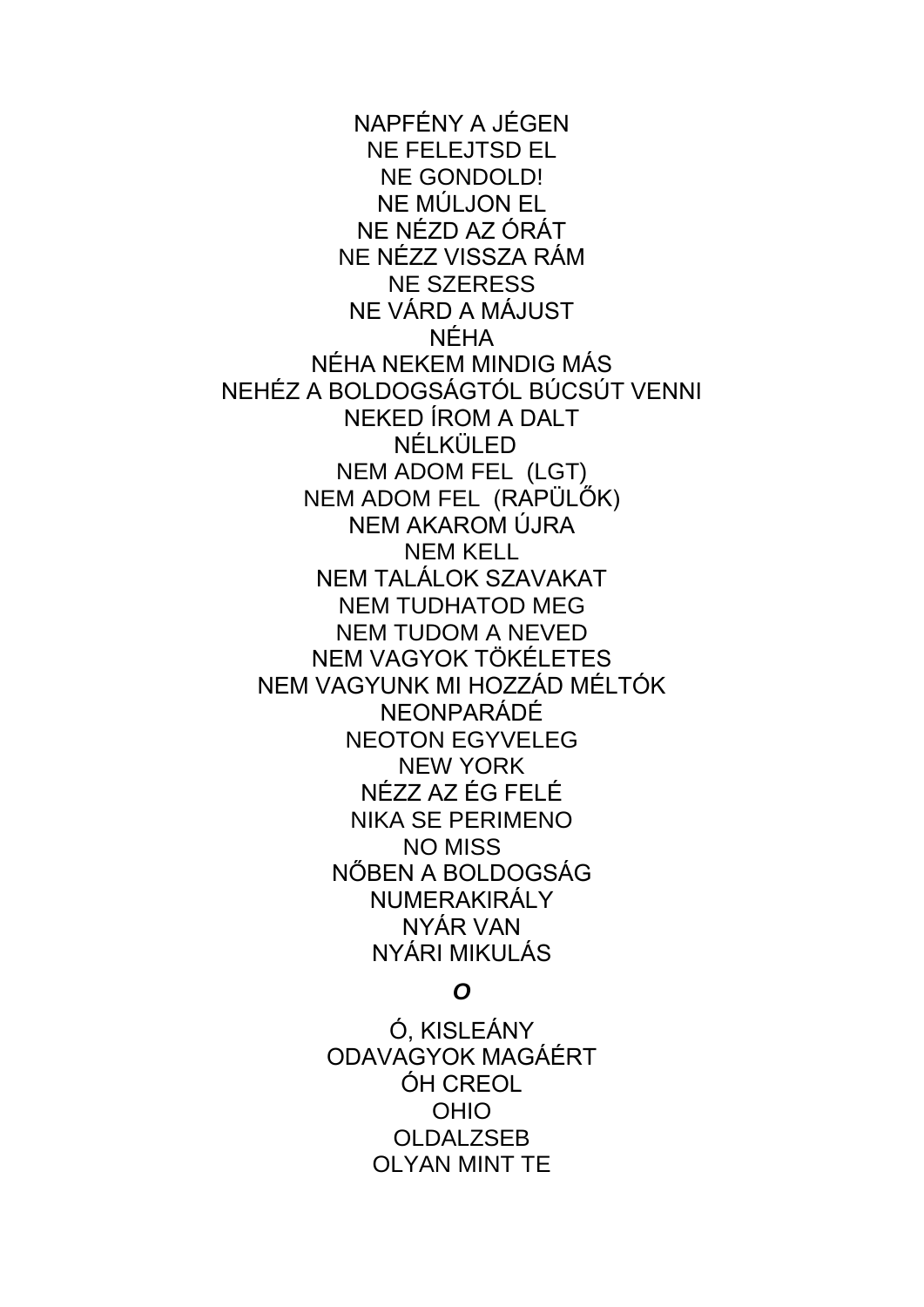NAPFÉNY A JÉGEN
NE FELEJTSD EL
NE GONDOLD!
NE MÚLJON EL
NE NÉZD AZ ÓRÁT
NE NÉZZ VISSZA RÁM
NE SZERESS
NE VÁRD A MÁJUST
NÉHA
NÉHA NEKEM MINDIG MÁS
NEHÉZ A BOLDOGSÁGTÓL BÚCSÚT VENNI
NEKED ÍROM A DALT
NÉLKÜLED
NEM ADOM FEL (LGT)
NEM ADOM FEL (RAPÜLŐK)
NEM AKAROM ÚJRA
NEM KELL
NEM TALÁLOK SZAVAKAT
NEM TUDHATOD MEG
NEM TUDOM A NEVED
NEM VAGYOK TÖKÉLETES
NEM VAGYUNK MI HOZZÁD MÉLTÓK
NEONPARÁDÉ
NEOTON EGYVELEG
NEW YORK
NÉZZ AZ ÉG FELÉ
NIKA SE PERIMENO
NO MISS
NŐBEN A BOLDOGSÁG
NUMERAKIRÁLY
NYÁR VAN
NYÁRI MIKULÁS

***O***

Ó, KISLEÁNY
ODAVAGYOK MAGÁÉRT
ÓH CREOL
OHIO
OLDALZSEB
OLYAN MINT TE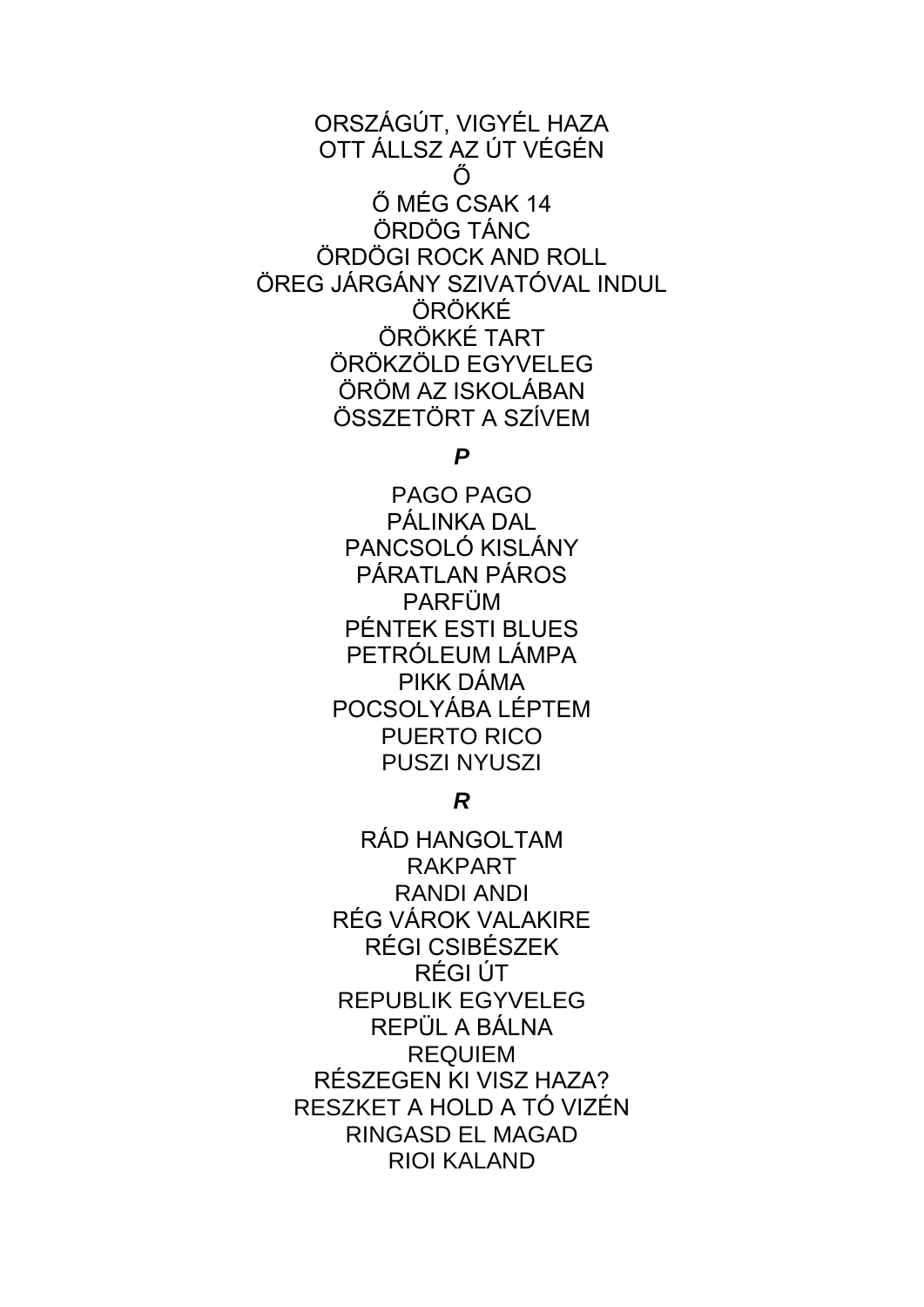ORSZÁGÚT, VIGYÉL HAZA
OTT ÁLLSZ AZ ÚT VÉGÉN
Ő
Ő MÉG CSAK 14
ÖRDÖG TÁNC
ÖRDÖGI ROCK AND ROLL
ÖREG JÁRGÁNY SZIVATÓVAL INDUL
ÖRÖKKÉ
ÖRÖKKÉ TART
ÖRÖKZÖLD EGYVELEG
ÖRÖM AZ ISKOLÁBAN
ÖSSZETÖRT A SZÍVEM

***P***

PAGO PAGO
PÁLINKA DAL
PANCSOLÓ KISLÁNY
PÁRATLAN PÁROS
PARFÜM
PÉNTEK ESTI BLUES
PETRÓLEUM LÁMPA
PIKK DÁMA
POCSOLYÁBA LÉPTEM
PUERTO RICO
PUSZI NYUSZI

***R***

RÁD HANGOLTAM
RAKPART
RANDI ANDI
RÉG VÁROK VALAKIRE
RÉGI CSIBÉSZEK
RÉGI ÚT
REPUBLIK EGYVELEG
REPÜL A BÁLNA
REQUIEM
RÉSZEGEN KI VISZ HAZA?
RESZKET A HOLD A TÓ VIZÉN
RINGASD EL MAGAD
RIOI KALAND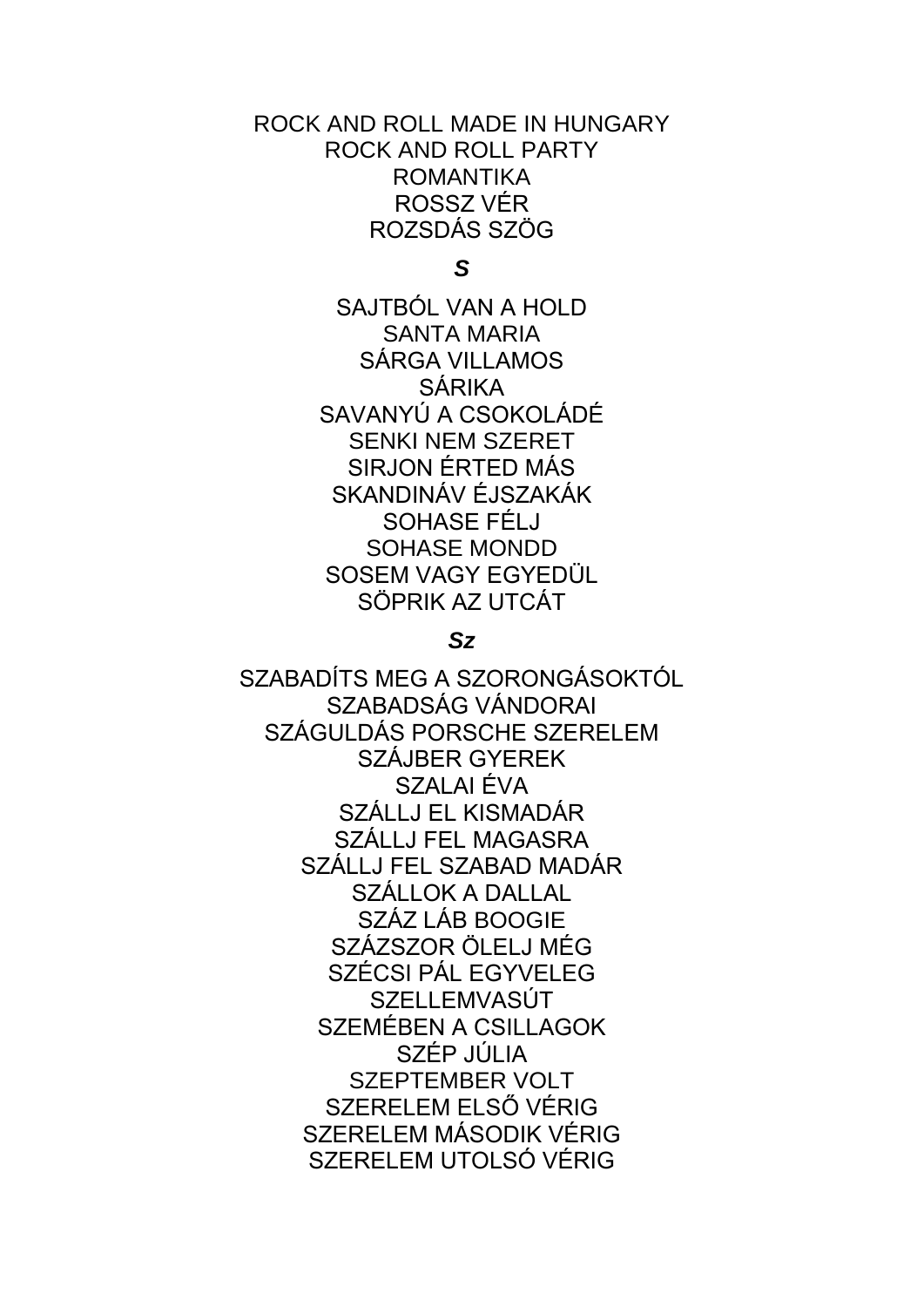ROCK AND ROLL MADE IN HUNGARY
ROCK AND ROLL PARTY
ROMANTIKA
ROSSZ VÉR
ROZSDÁS SZÖG

***S***

SAJTBÓL VAN A HOLD
SANTA MARIA
SÁRGA VILLAMOS
SÁRIKA
SAVANYÚ A CSOKOLÁDÉ
SENKI NEM SZERET
SIRJON ÉRTED MÁS
SKANDINÁV ÉJSZAKÁK
SOHASE FÉLJ
SOHASE MONDD
SOSEM VAGY EGYEDÜL
SÖPRIK AZ UTCÁT

***Sz***

SZABADÍTS MEG A SZORONGÁSOKTÓL
SZABADSÁG VÁNDORAI
SZÁGULDÁS PORSCHE SZERELEM
SZÁJBER GYEREK
SZALAI ÉVA
SZÁLLJ EL KISMADÁR
SZÁLLJ FEL MAGASRA
SZÁLLJ FEL SZABAD MADÁR
SZÁLLOK A DALLAL
SZÁZ LÁB BOOGIE
SZÁZSZOR ÖLELJ MÉG
SZÉCSI PÁL EGYVELEG
SZELLEMVASÚT
SZEMÉBEN A CSILLAGOK
SZÉP JÚLIA
SZEPTEMBER VOLT
SZERELEM ELSŐ VÉRIG
SZERELEM MÁSODIK VÉRIG
SZERELEM UTOLSÓ VÉRIG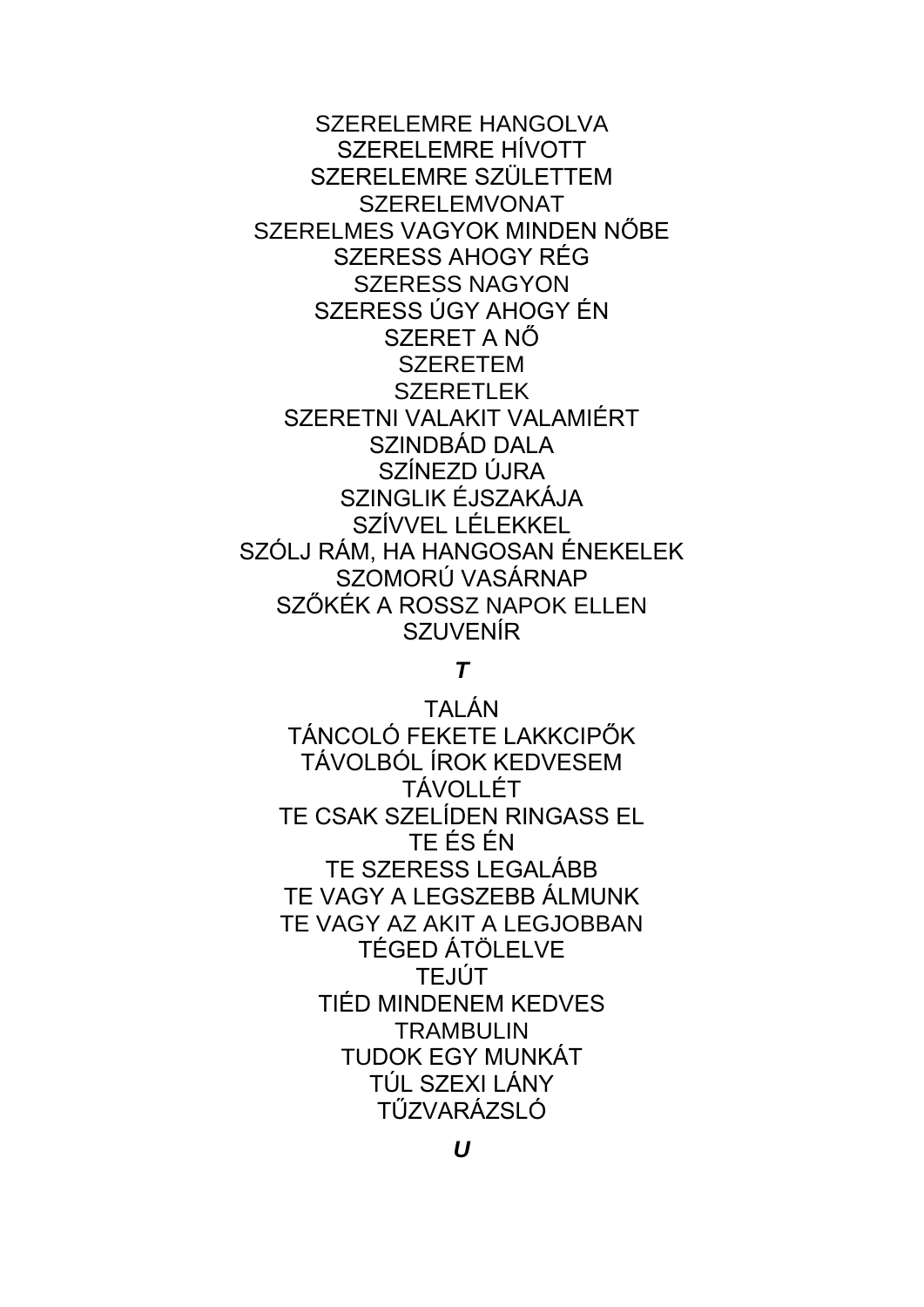SZERELEMRE HANGOLVA
SZERELEMRE HÍVOTT
SZERELEMRE SZÜLETTEM
SZERELEMVONAT
SZERELMES VAGYOK MINDEN NŐBE
SZERESS AHOGY RÉG
SZERESS NAGYON
SZERESS ÚGY AHOGY ÉN
SZERET A NŐ
SZERETEM
SZERETLEK
SZERETNI VALAKIT VALAMIÉRT
SZINDBÁD DALA
SZÍNEZD ÚJRA
SZINGLIK ÉJSZAKÁJA
SZÍVVEL LÉLEKKEL
SZÓLJ RÁM, HA HANGOSAN ÉNEKELEK
SZOMORÚ VASÁRNAP
SZŐKÉK A ROSSZ NAPOK ELLEN
SZUVENÍR

***T***

TALÁN
TÁNCOLÓ FEKETE LAKKCIPŐK
TÁVOLBÓL ÍROK KEDVESEM
TÁVOLLÉT
TE CSAK SZELÍDEN RINGASS EL
TE ÉS ÉN
TE SZERESS LEGALÁBB
TE VAGY A LEGSZEBB ÁLMUNK
TE VAGY AZ AKIT A LEGJOBBAN
TÉGED ÁTÖLELVE
TEJÚT
TIÉD MINDENEM KEDVES
TRAMBULIN
TUDOK EGY MUNKÁT
TÚL SZEXI LÁNY
TŰZVARÁZSLÓ

***U***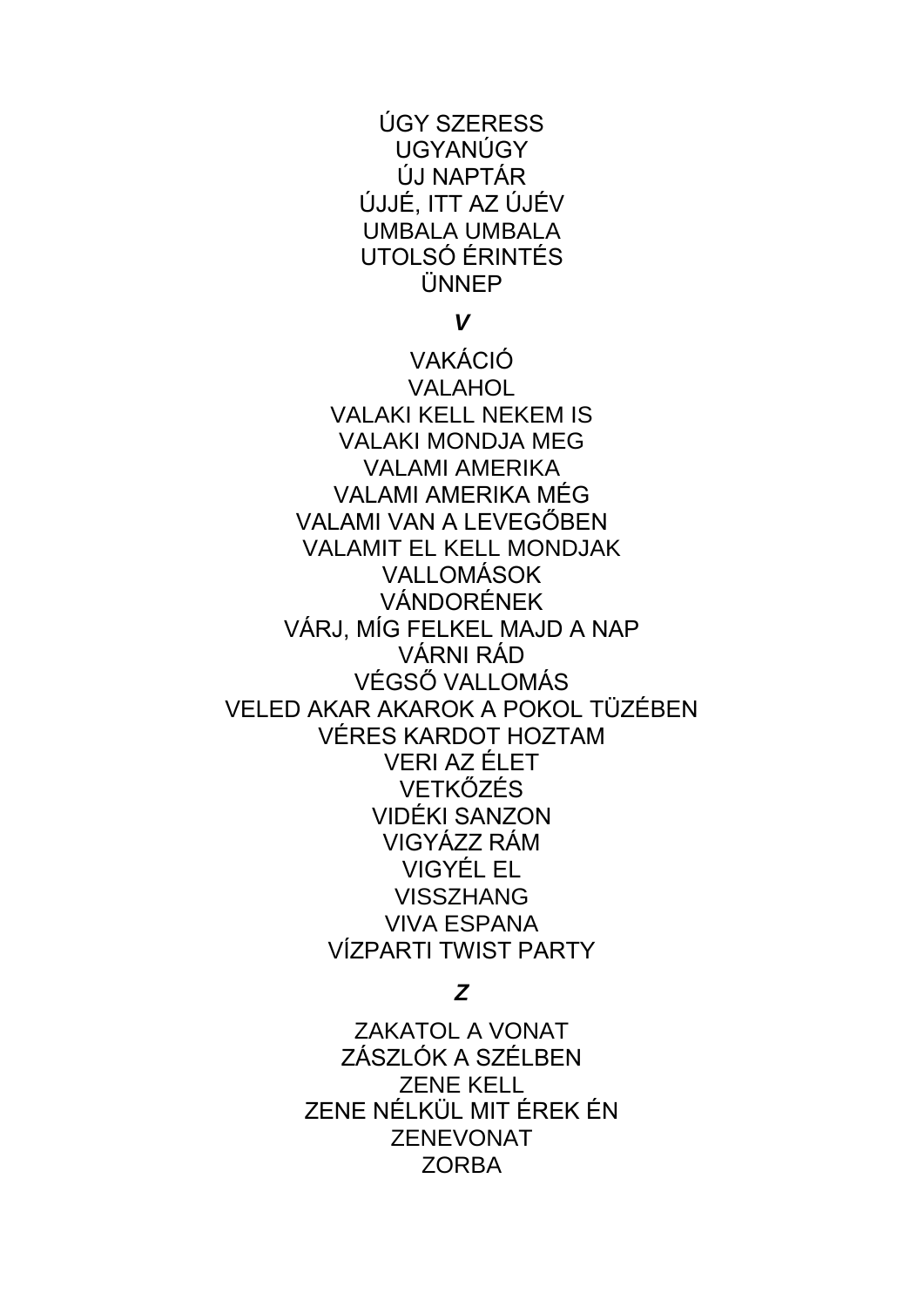ÚGY SZERESS
UGYANÚGY
ÚJ NAPTÁR
ÚJJÉ, ITT AZ ÚJÉV
UMBALA UMBALA
UTOLSÓ ÉRINTÉS
ÜNNEP

***V***

VAKÁCIÓ
VALAHOL
VALAKI KELL NEKEM IS
VALAKI MONDJA MEG
VALAMI AMERIKA
VALAMI AMERIKA MÉG
VALAMI VAN A LEVEGŐBEN
VALAMIT EL KELL MONDJAK
VALLOMÁSOK
VÁNDORÉNEK
VÁRJ, MÍG FELKEL MAJD A NAP
VÁRNI RÁD
VÉGSŐ VALLOMÁS
VELED AKAR AKAROK A POKOL TÜZÉBEN
VÉRES KARDOT HOZTAM
VERI AZ ÉLET
VETKŐZÉS
VIDÉKI SANZON
VIGYÁZZ RÁM
VIGYÉL EL
VISSZHANG
VIVA ESPANA
VÍZPARTI TWIST PARTY

***Z***

ZAKATOL A VONAT
ZÁSZLÓK A SZÉLBEN
ZENE KELL
ZENE NÉLKÜL MIT ÉREK ÉN
ZENEVONAT
ZORBA